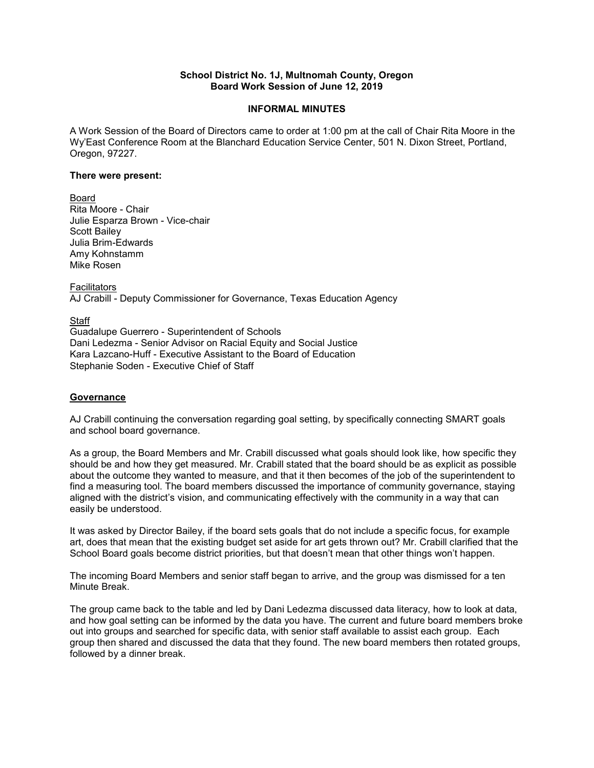**School District No. 1J, Multnomah County, Oregon**
**Board Work Session of June 12, 2019**

**INFORMAL MINUTES**

A Work Session of the Board of Directors came to order at 1:00 pm at the call of Chair Rita Moore in the Wy'East Conference Room at the Blanchard Education Service Center, 501 N. Dixon Street, Portland, Oregon, 97227.

**There were present:**

Board
Rita Moore - Chair
Julie Esparza Brown - Vice-chair
Scott Bailey
Julia Brim-Edwards
Amy Kohnstamm
Mike Rosen

Facilitators
AJ Crabill - Deputy Commissioner for Governance, Texas Education Agency

Staff
Guadalupe Guerrero - Superintendent of Schools
Dani Ledezma - Senior Advisor on Racial Equity and Social Justice
Kara Lazcano-Huff - Executive Assistant to the Board of Education
Stephanie Soden - Executive Chief of Staff

## Governance

AJ Crabill continuing the conversation regarding goal setting, by specifically connecting SMART goals and school board governance.

As a group, the Board Members and Mr. Crabill discussed what goals should look like, how specific they should be and how they get measured. Mr. Crabill stated that the board should be as explicit as possible about the outcome they wanted to measure, and that it then becomes of the job of the superintendent to find a measuring tool. The board members discussed the importance of community governance, staying aligned with the district's vision, and communicating effectively with the community in a way that can easily be understood.

It was asked by Director Bailey, if the board sets goals that do not include a specific focus, for example art, does that mean that the existing budget set aside for art gets thrown out? Mr. Crabill clarified that the School Board goals become district priorities, but that doesn't mean that other things won't happen.

The incoming Board Members and senior staff began to arrive, and the group was dismissed for a ten Minute Break.

The group came back to the table and led by Dani Ledezma discussed data literacy, how to look at data, and how goal setting can be informed by the data you have. The current and future board members broke out into groups and searched for specific data, with senior staff available to assist each group. Each group then shared and discussed the data that they found. The new board members then rotated groups, followed by a dinner break.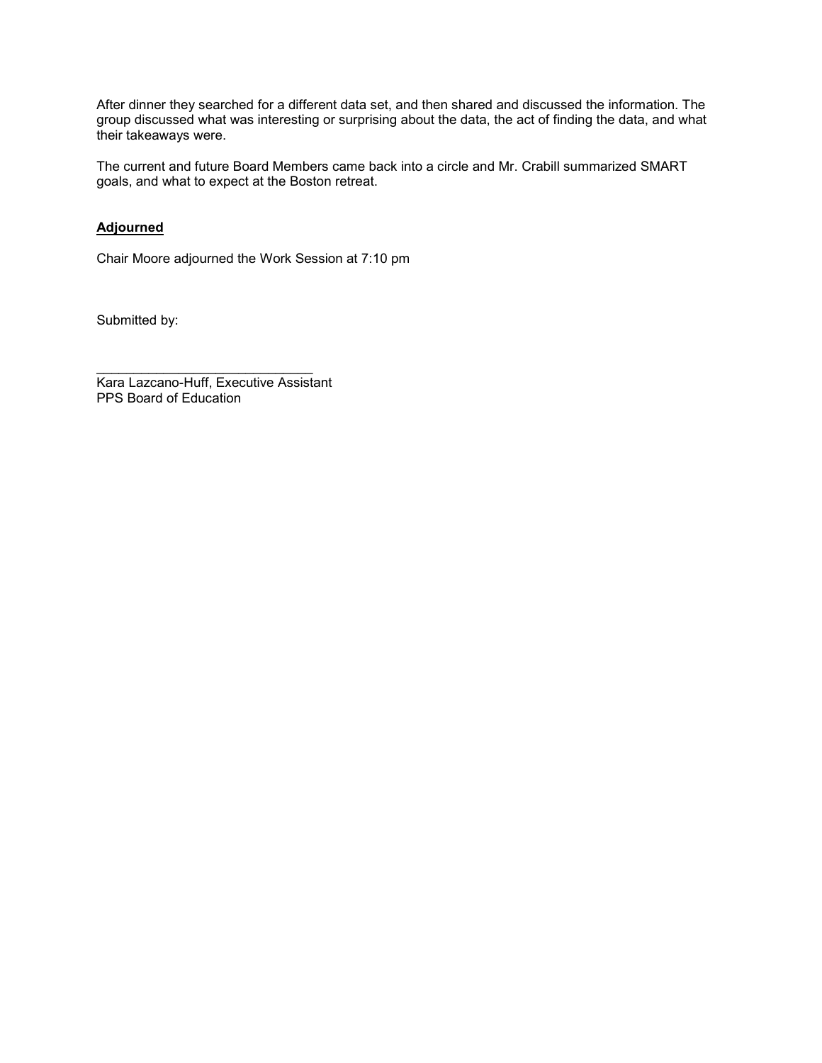After dinner they searched for a different data set, and then shared and discussed the information. The group discussed what was interesting or surprising about the data, the act of finding the data, and what their takeaways were.

The current and future Board Members came back into a circle and Mr. Crabill summarized SMART goals, and what to expect at the Boston retreat.

**Adjourned**

Chair Moore adjourned the Work Session at 7:10 pm

Submitted by:

______________________________
Kara Lazcano-Huff, Executive Assistant
PPS Board of Education